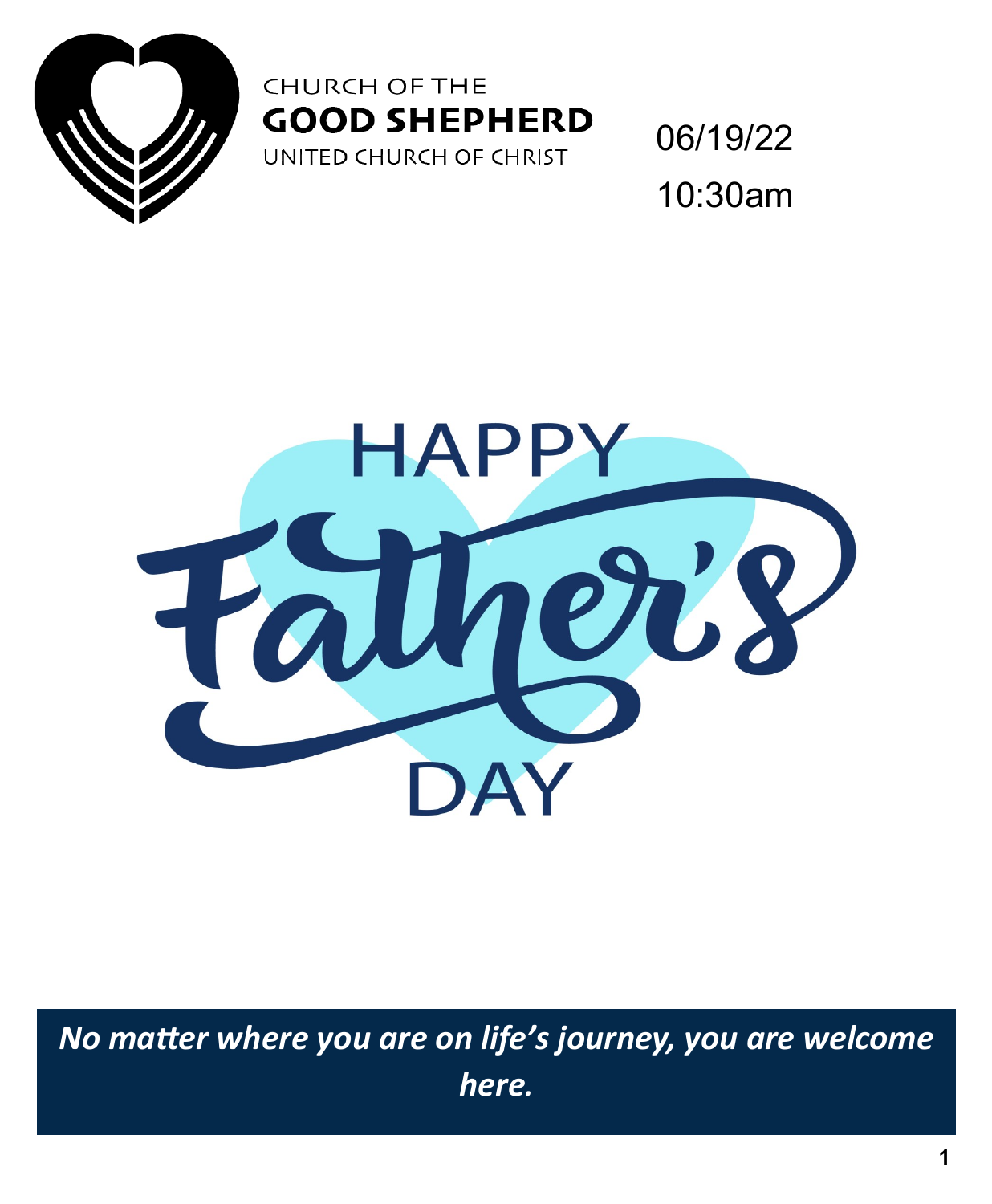CHURCH OF THE
# GOOD SHEPHERD
UNITED CHURCH OF CHRIST

06/19/22

10:30am

HAPPY

Father's

DAY

***No matter where you are on life's journey, you are welcome here.***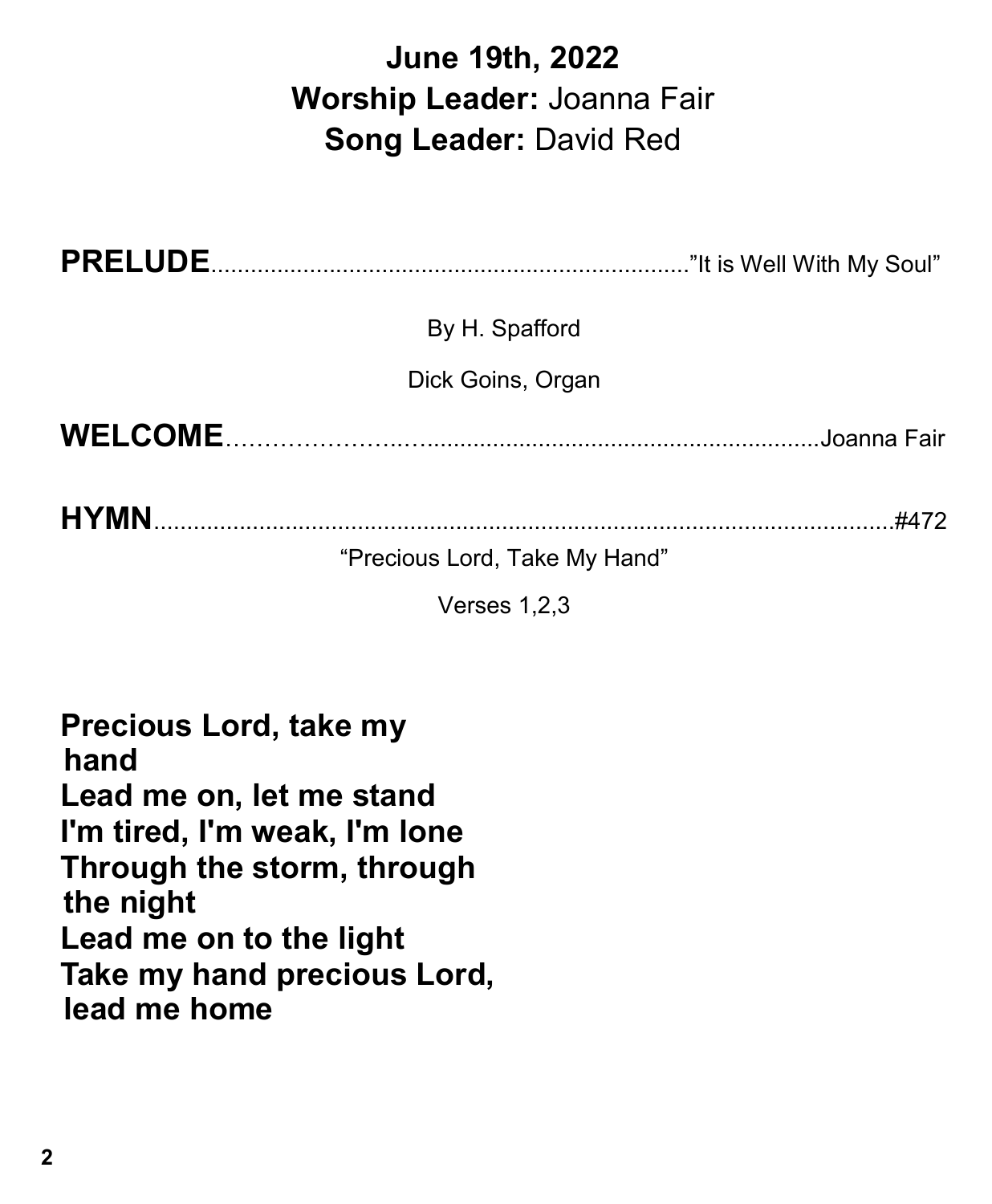**June 19th, 2022**
**Worship Leader:** Joanna Fair
**Song Leader:** David Red

**PRELUDE**....................................................................."It is Well With My Soul"

By H. Spafford

Dick Goins, Organ

**WELCOME**……………….….........................................................Joanna Fair

**HYMN**........................................................................................................#472

"Precious Lord, Take My Hand"

Verses 1,2,3

**Precious Lord, take my hand**
**Lead me on, let me stand**
**I'm tired, I'm weak, I'm lone**
**Through the storm, through the night**
**Lead me on to the light**
**Take my hand precious Lord, lead me home**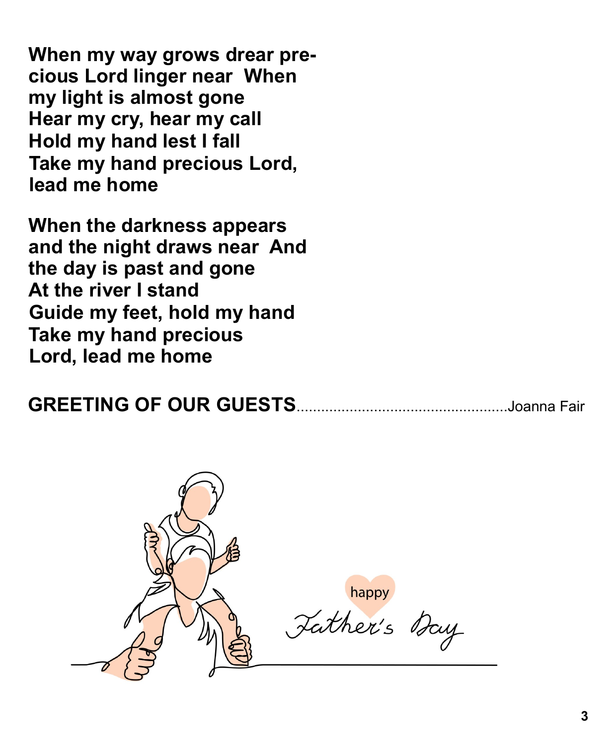**When my way grows drear pre-cious Lord linger near  When my light is almost gone**
**Hear my cry, hear my call**
**Hold my hand lest I fall**
**Take my hand precious Lord, lead me home**

**When the darkness appears and the night draws near  And the day is past and gone**
**At the river I stand**
**Guide my feet, hold my hand**
**Take my hand precious Lord, lead me home**

**GREETING OF OUR GUESTS**....................................................Joanna Fair

happy Father's Day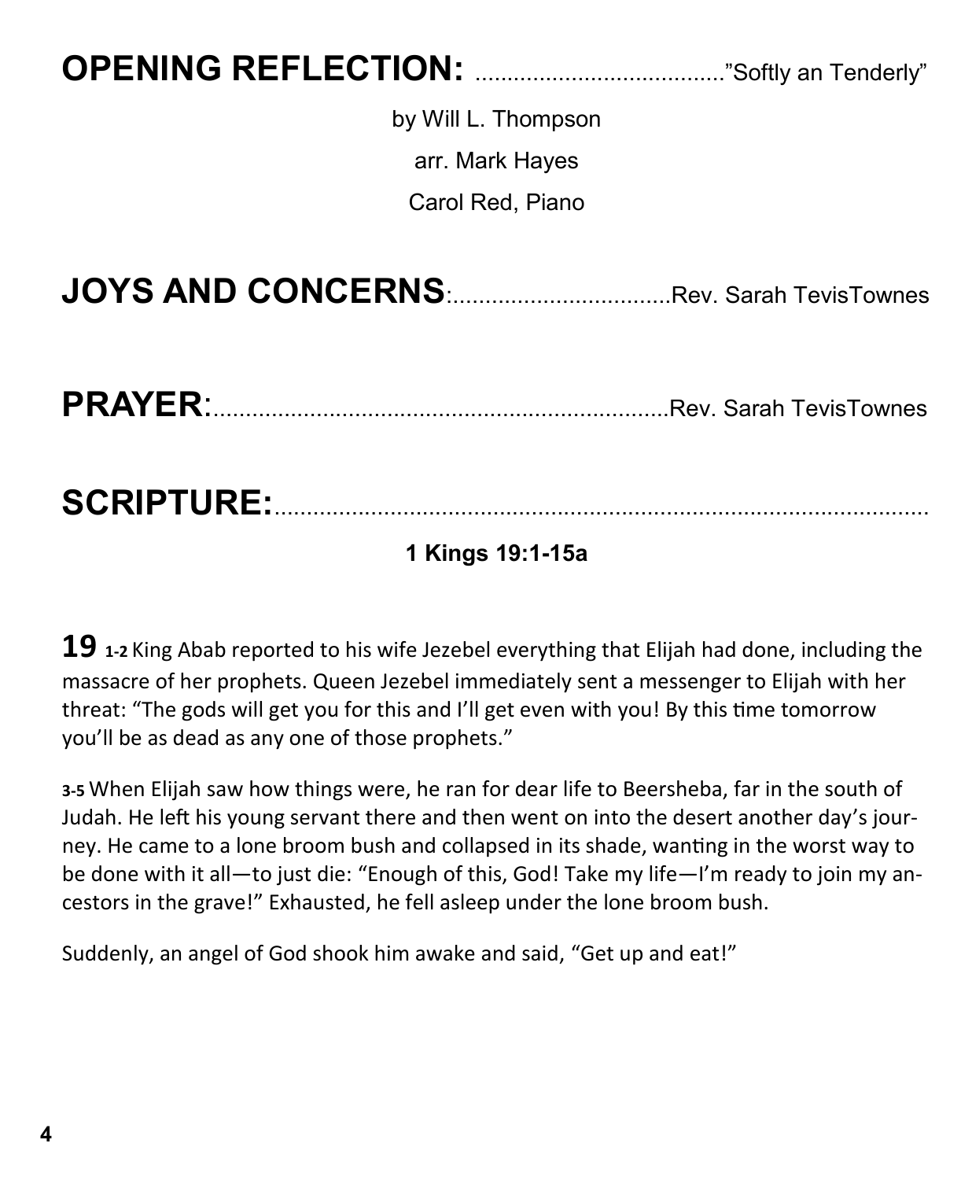## OPENING REFLECTION: ......................................."Softly an Tenderly"

by Will L. Thompson

arr. Mark Hayes

Carol Red, Piano

## JOYS AND CONCERNS:..................................Rev. Sarah TevisTownes

## PRAYER:.......................................................................Rev. Sarah TevisTownes

## SCRIPTURE:..........................................................................................

**1 Kings 19:1-15a**

**19** **1-2** King Abab reported to his wife Jezebel everything that Elijah had done, including the massacre of her prophets. Queen Jezebel immediately sent a messenger to Elijah with her threat: "The gods will get you for this and I'll get even with you! By this time tomorrow you'll be as dead as any one of those prophets."

**3-5** When Elijah saw how things were, he ran for dear life to Beersheba, far in the south of Judah. He left his young servant there and then went on into the desert another day's journey. He came to a lone broom bush and collapsed in its shade, wanting in the worst way to be done with it all—to just die: "Enough of this, God! Take my life—I'm ready to join my ancestors in the grave!" Exhausted, he fell asleep under the lone broom bush.

Suddenly, an angel of God shook him awake and said, "Get up and eat!"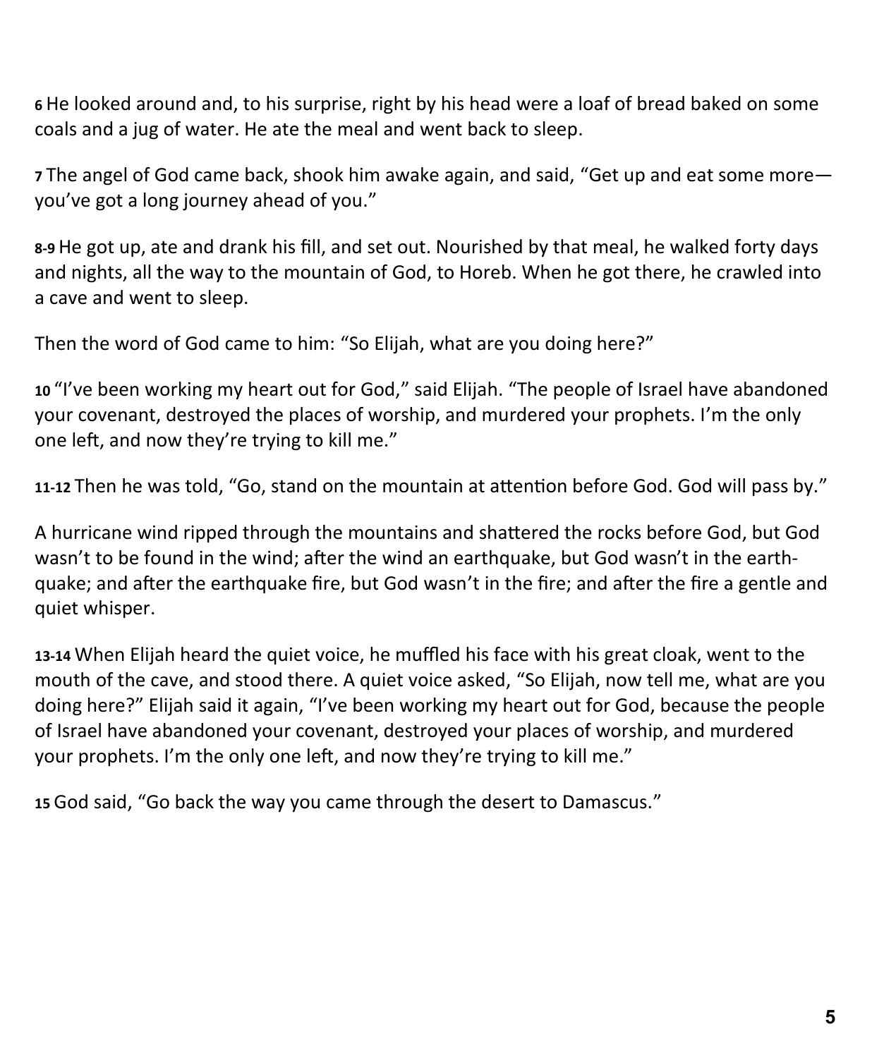**6** He looked around and, to his surprise, right by his head were a loaf of bread baked on some coals and a jug of water. He ate the meal and went back to sleep.

**7** The angel of God came back, shook him awake again, and said, “Get up and eat some more—you’ve got a long journey ahead of you.”

**8-9** He got up, ate and drank his fill, and set out. Nourished by that meal, he walked forty days and nights, all the way to the mountain of God, to Horeb. When he got there, he crawled into a cave and went to sleep.

Then the word of God came to him: “So Elijah, what are you doing here?”

**10** “I’ve been working my heart out for God,” said Elijah. “The people of Israel have abandoned your covenant, destroyed the places of worship, and murdered your prophets. I’m the only one left, and now they’re trying to kill me.”

**11-12** Then he was told, “Go, stand on the mountain at attention before God. God will pass by.”

A hurricane wind ripped through the mountains and shattered the rocks before God, but God wasn’t to be found in the wind; after the wind an earthquake, but God wasn’t in the earthquake; and after the earthquake fire, but God wasn’t in the fire; and after the fire a gentle and quiet whisper.

**13-14** When Elijah heard the quiet voice, he muffled his face with his great cloak, went to the mouth of the cave, and stood there. A quiet voice asked, “So Elijah, now tell me, what are you doing here?” Elijah said it again, “I’ve been working my heart out for God, because the people of Israel have abandoned your covenant, destroyed your places of worship, and murdered your prophets. I’m the only one left, and now they’re trying to kill me.”

**15** God said, “Go back the way you came through the desert to Damascus.”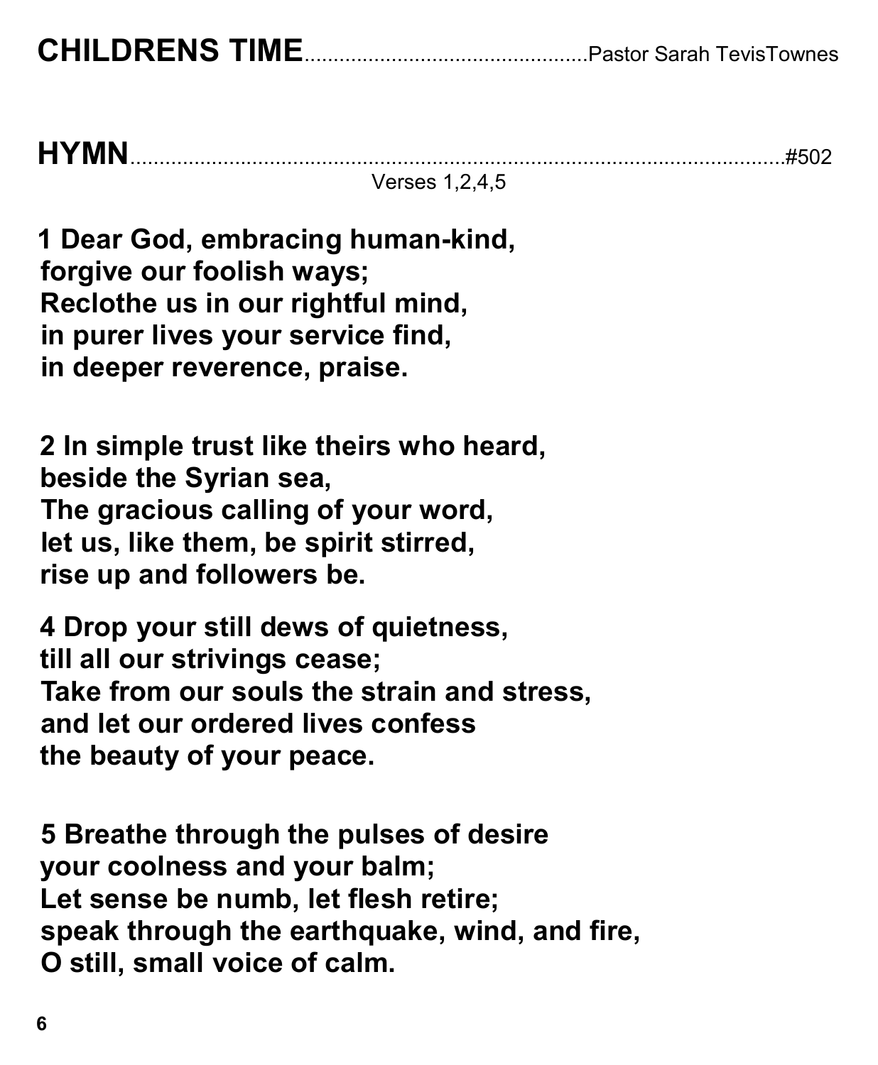**CHILDRENS TIME**................................................Pastor Sarah TevisTownes

**HYMN**..........................................................................................................................#502

Verses 1,2,4,5

**1 Dear God, embracing human-kind,**
**forgive our foolish ways;**
**Reclothe us in our rightful mind,**
**in purer lives your service find,**
**in deeper reverence, praise.**

**2 In simple trust like theirs who heard,**
**beside the Syrian sea,**
**The gracious calling of your word,**
**let us, like them, be spirit stirred,**
**rise up and followers be.**

**4 Drop your still dews of quietness,**
**till all our strivings cease;**
**Take from our souls the strain and stress,**
**and let our ordered lives confess**
**the beauty of your peace.**

**5 Breathe through the pulses of desire**
**your coolness and your balm;**
**Let sense be numb, let flesh retire;**
**speak through the earthquake, wind, and fire,**
**O still, small voice of calm.**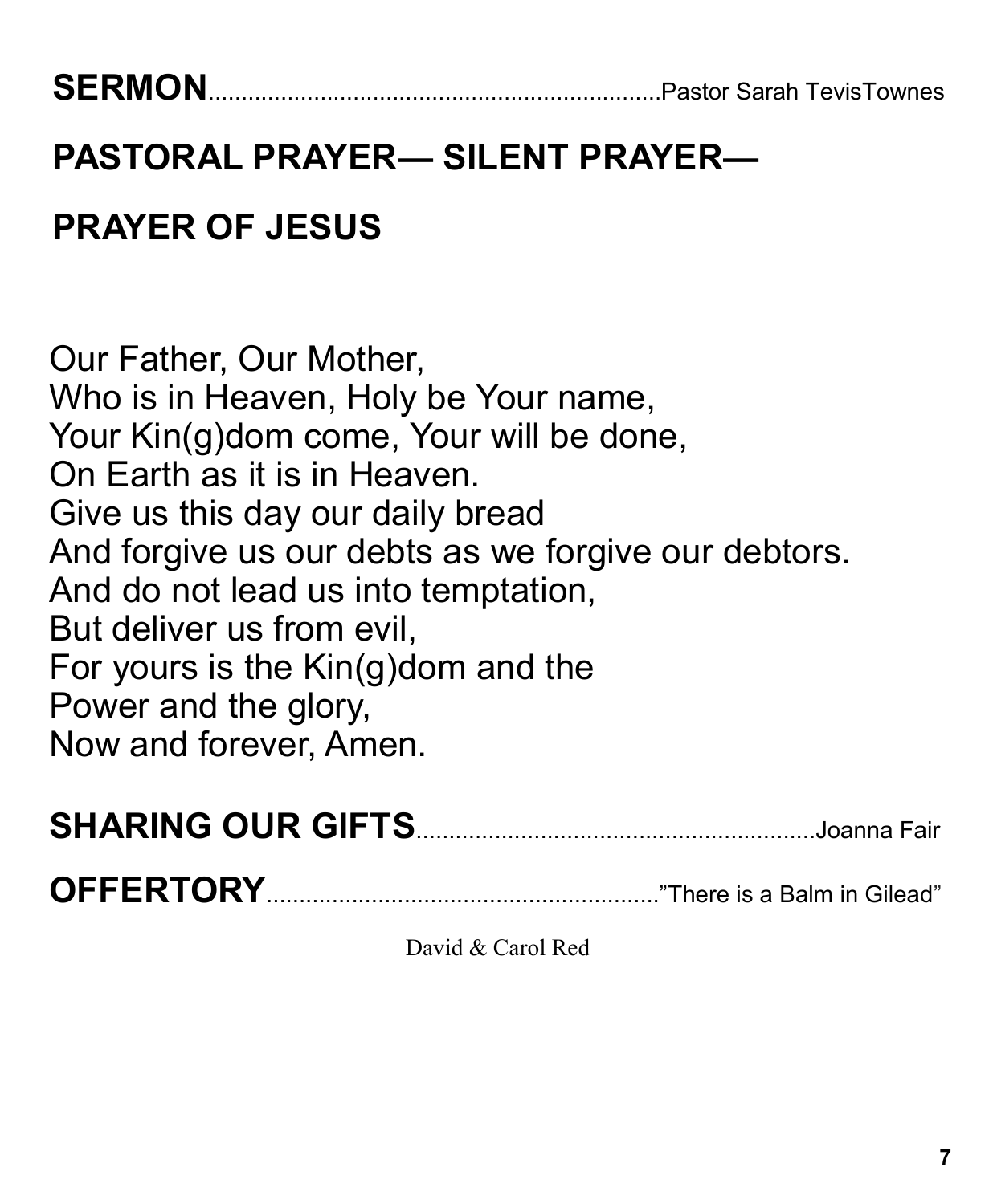**SERMON**.....................................................................Pastor Sarah TevisTownes

**PASTORAL PRAYER— SILENT PRAYER—**

**PRAYER OF JESUS**

Our Father, Our Mother,  
Who is in Heaven, Holy be Your name,  
Your Kin(g)dom come, Your will be done,  
On Earth as it is in Heaven.  
Give us this day our daily bread  
And forgive us our debts as we forgive our debtors.  
And do not lead us into temptation,  
But deliver us from evil,  
For yours is the Kin(g)dom and the  
Power and the glory,  
Now and forever, Amen.

**SHARING OUR GIFTS**............................................................Joanna Fair

**OFFERTORY**...........................................................”There is a Balm in Gilead”

David & Carol Red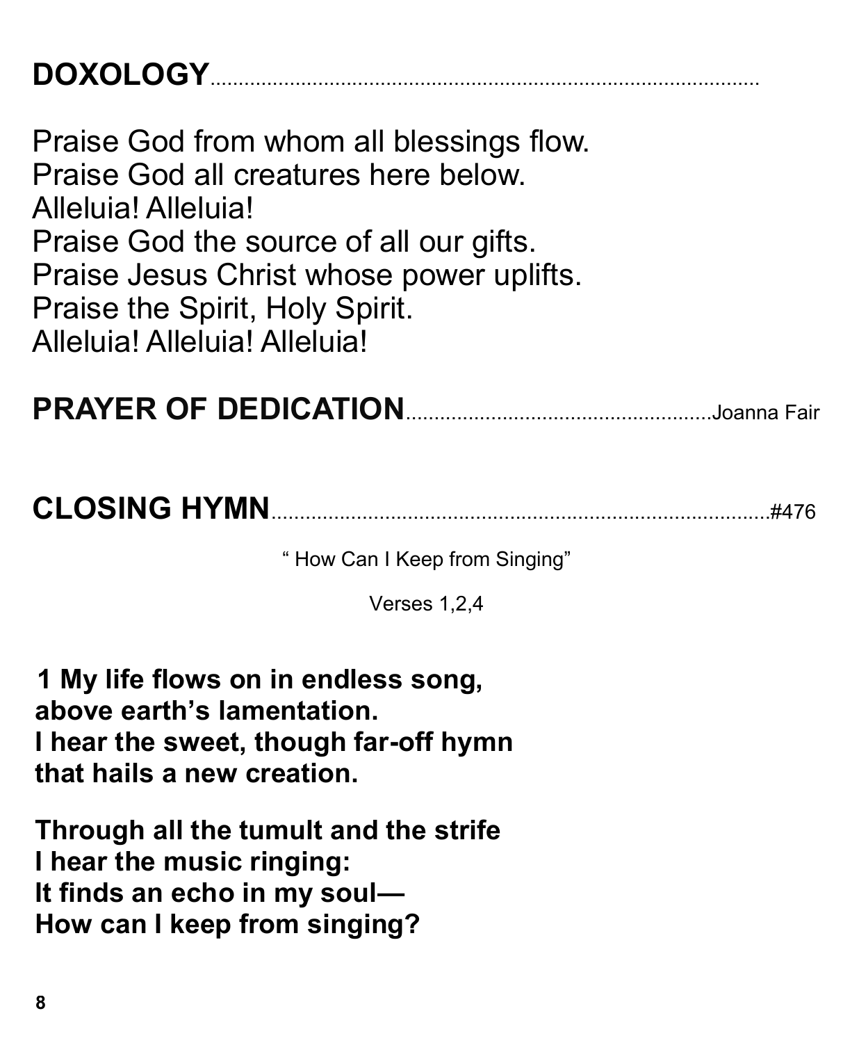## DOXOLOGY.........................................................................................

Praise God from whom all blessings flow.
Praise God all creatures here below.
Alleluia! Alleluia!
Praise God the source of all our gifts.
Praise Jesus Christ whose power uplifts.
Praise the Spirit, Holy Spirit.
Alleluia! Alleluia! Alleluia!

## PRAYER OF DEDICATION.....................................................Joanna Fair

## CLOSING HYMN..........................................................................#476

" How Can I Keep from Singing"

Verses 1,2,4

**1 My life flows on in endless song,**
**above earth's lamentation.**
**I hear the sweet, though far-off hymn**
**that hails a new creation.**

**Through all the tumult and the strife**
**I hear the music ringing:**
**It finds an echo in my soul—**
**How can I keep from singing?**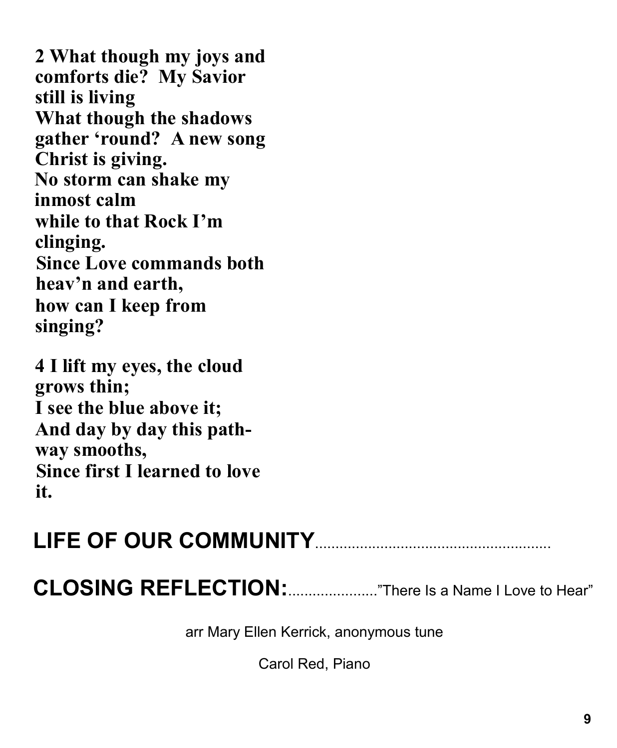**2 What though my joys and comforts die? My Savior still is living**
**What though the shadows gather 'round? A new song Christ is giving.**
**No storm can shake my inmost calm**
**while to that Rock I'm clinging.**
**Since Love commands both heav'n and earth,**
**how can I keep from singing?**

**4 I lift my eyes, the cloud grows thin;**
**I see the blue above it;**
**And day by day this path-way smooths,**
**Since first I learned to love it.**

## LIFE OF OUR COMMUNITY.........................................................

## CLOSING REFLECTION:......................"There Is a Name I Love to Hear"

arr Mary Ellen Kerrick, anonymous tune

Carol Red, Piano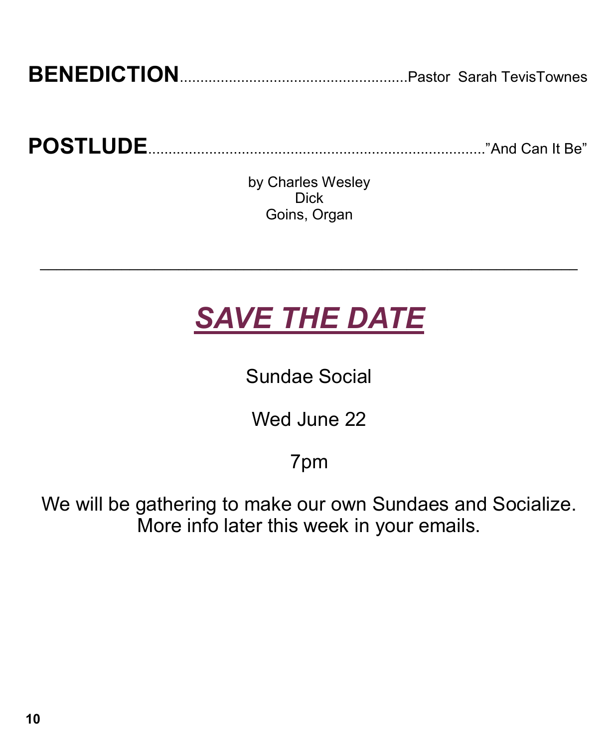**BENEDICTION**.......................................................Pastor Sarah TevisTownes

**POSTLUDE**......................................................................................"And Can It Be"

by Charles Wesley
Dick
Goins, Organ

---

# ***SAVE THE DATE***

Sundae Social

Wed June 22

7pm

We will be gathering to make our own Sundaes and Socialize.
More info later this week in your emails.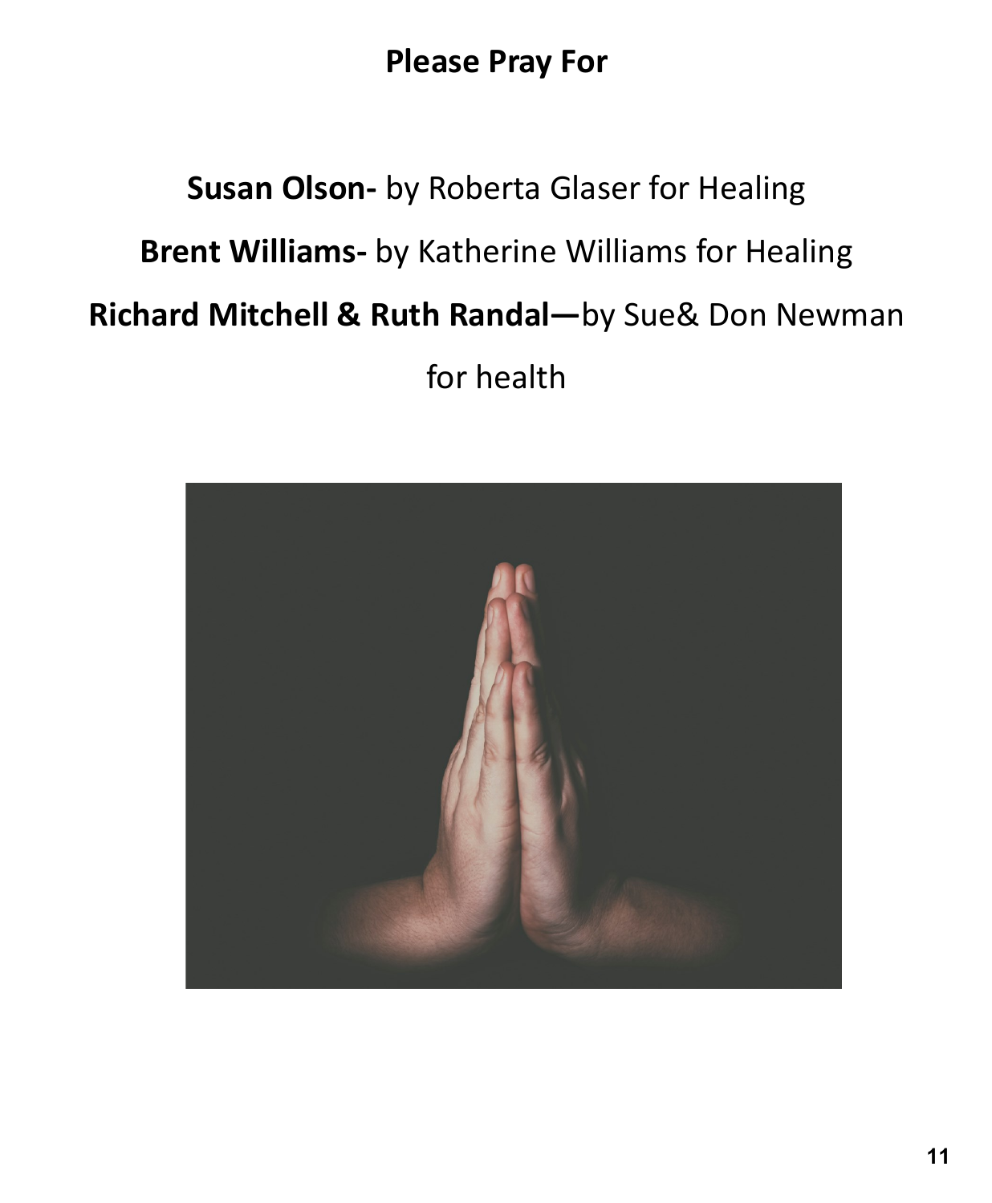# Please Pray For

**Susan Olson-** by Roberta Glaser for Healing

**Brent Williams-** by Katherine Williams for Healing

**Richard Mitchell & Ruth Randal—**by Sue& Don Newman for health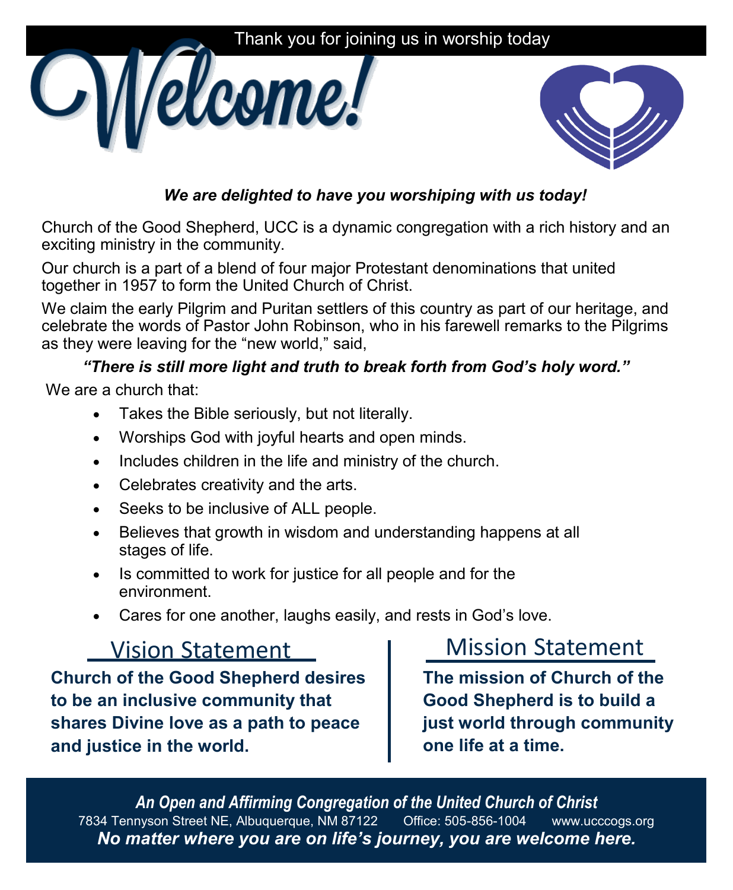Thank you for joining us in worship today

# Welcome!

***We are delighted to have you worshiping with us today!***

Church of the Good Shepherd, UCC is a dynamic congregation with a rich history and an exciting ministry in the community.

Our church is a part of a blend of four major Protestant denominations that united together in 1957 to form the United Church of Christ.

We claim the early Pilgrim and Puritan settlers of this country as part of our heritage, and celebrate the words of Pastor John Robinson, who in his farewell remarks to the Pilgrims as they were leaving for the "new world," said,

***"There is still more light and truth to break forth from God's holy word."***

We are a church that:

- Takes the Bible seriously, but not literally.
- Worships God with joyful hearts and open minds.
- Includes children in the life and ministry of the church.
- Celebrates creativity and the arts.
- Seeks to be inclusive of ALL people.
- Believes that growth in wisdom and understanding happens at all stages of life.
- Is committed to work for justice for all people and for the environment.
- Cares for one another, laughs easily, and rests in God's love.

## Vision Statement

**Church of the Good Shepherd desires to be an inclusive community that shares Divine love as a path to peace and justice in the world.**

## Mission Statement

**The mission of Church of the Good Shepherd is to build a just world through community one life at a time.**

***An Open and Affirming Congregation of the United Church of Christ***

7834 Tennyson Street NE, Albuquerque, NM 87122 Office: 505-856-1004 www.ucccogs.org

***No matter where you are on life's journey, you are welcome here.***